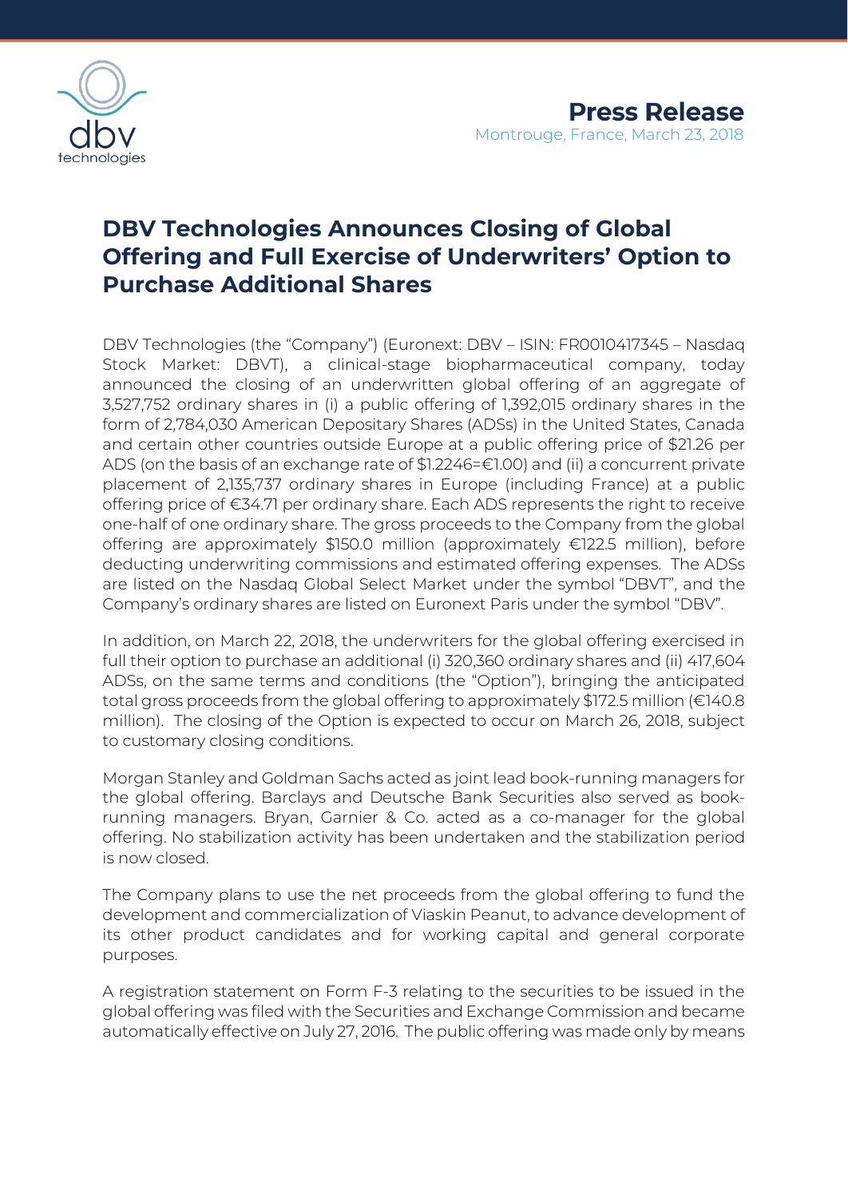**Press Release**
Montrouge, France, March 23, 2018

# DBV Technologies Announces Closing of Global Offering and Full Exercise of Underwriters' Option to Purchase Additional Shares

DBV Technologies (the "Company") (Euronext: DBV – ISIN: FR0010417345 – Nasdaq Stock Market: DBVT), a clinical-stage biopharmaceutical company, today announced the closing of an underwritten global offering of an aggregate of 3,527,752 ordinary shares in (i) a public offering of 1,392,015 ordinary shares in the form of 2,784,030 American Depositary Shares (ADSs) in the United States, Canada and certain other countries outside Europe at a public offering price of $21.26 per ADS (on the basis of an exchange rate of $1.2246=€1.00) and (ii) a concurrent private placement of 2,135,737 ordinary shares in Europe (including France) at a public offering price of €34.71 per ordinary share. Each ADS represents the right to receive one-half of one ordinary share. The gross proceeds to the Company from the global offering are approximately $150.0 million (approximately €122.5 million), before deducting underwriting commissions and estimated offering expenses. The ADSs are listed on the Nasdaq Global Select Market under the symbol "DBVT", and the Company's ordinary shares are listed on Euronext Paris under the symbol "DBV".

In addition, on March 22, 2018, the underwriters for the global offering exercised in full their option to purchase an additional (i) 320,360 ordinary shares and (ii) 417,604 ADSs, on the same terms and conditions (the "Option"), bringing the anticipated total gross proceeds from the global offering to approximately $172.5 million (€140.8 million). The closing of the Option is expected to occur on March 26, 2018, subject to customary closing conditions.

Morgan Stanley and Goldman Sachs acted as joint lead book-running managers for the global offering. Barclays and Deutsche Bank Securities also served as book-running managers. Bryan, Garnier & Co. acted as a co-manager for the global offering. No stabilization activity has been undertaken and the stabilization period is now closed.

The Company plans to use the net proceeds from the global offering to fund the development and commercialization of Viaskin Peanut, to advance development of its other product candidates and for working capital and general corporate purposes.

A registration statement on Form F-3 relating to the securities to be issued in the global offering was filed with the Securities and Exchange Commission and became automatically effective on July 27, 2016. The public offering was made only by means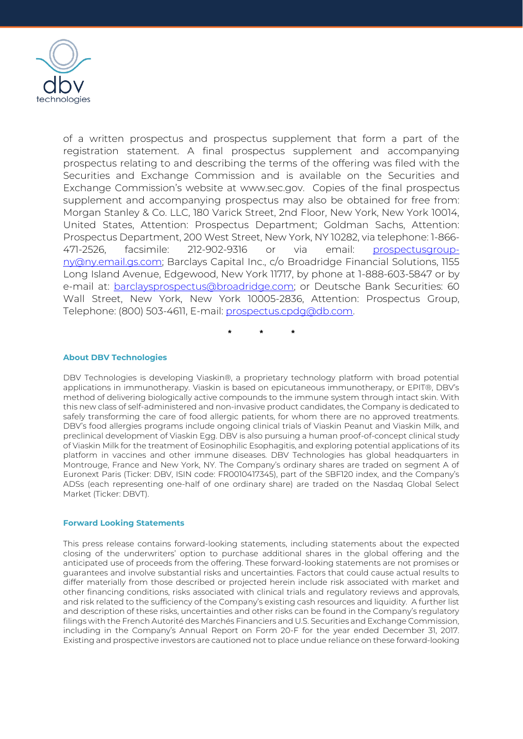of a written prospectus and prospectus supplement that form a part of the registration statement. A final prospectus supplement and accompanying prospectus relating to and describing the terms of the offering was filed with the Securities and Exchange Commission and is available on the Securities and Exchange Commission's website at www.sec.gov. Copies of the final prospectus supplement and accompanying prospectus may also be obtained for free from: Morgan Stanley & Co. LLC, 180 Varick Street, 2nd Floor, New York, New York 10014, United States, Attention: Prospectus Department; Goldman Sachs, Attention: Prospectus Department, 200 West Street, New York, NY 10282, via telephone: 1-866-471-2526, facsimile: 212-902-9316 or via email: prospectusgroup-ny@ny.email.gs.com; Barclays Capital Inc., c/o Broadridge Financial Solutions, 1155 Long Island Avenue, Edgewood, New York 11717, by phone at 1-888-603-5847 or by e-mail at: barclaysprospectus@broadridge.com; or Deutsche Bank Securities: 60 Wall Street, New York, New York 10005-2836, Attention: Prospectus Group, Telephone: (800) 503-4611, E-mail: prospectus.cpdg@db.com.

\* \* \*

**About DBV Technologies**

DBV Technologies is developing Viaskin®, a proprietary technology platform with broad potential applications in immunotherapy. Viaskin is based on epicutaneous immunotherapy, or EPIT®, DBV's method of delivering biologically active compounds to the immune system through intact skin. With this new class of self-administered and non-invasive product candidates, the Company is dedicated to safely transforming the care of food allergic patients, for whom there are no approved treatments. DBV's food allergies programs include ongoing clinical trials of Viaskin Peanut and Viaskin Milk, and preclinical development of Viaskin Egg. DBV is also pursuing a human proof-of-concept clinical study of Viaskin Milk for the treatment of Eosinophilic Esophagitis, and exploring potential applications of its platform in vaccines and other immune diseases. DBV Technologies has global headquarters in Montrouge, France and New York, NY. The Company's ordinary shares are traded on segment A of Euronext Paris (Ticker: DBV, ISIN code: FR0010417345), part of the SBF120 index, and the Company's ADSs (each representing one-half of one ordinary share) are traded on the Nasdaq Global Select Market (Ticker: DBVT).

**Forward Looking Statements**

This press release contains forward-looking statements, including statements about the expected closing of the underwriters' option to purchase additional shares in the global offering and the anticipated use of proceeds from the offering. These forward-looking statements are not promises or guarantees and involve substantial risks and uncertainties. Factors that could cause actual results to differ materially from those described or projected herein include risk associated with market and other financing conditions, risks associated with clinical trials and regulatory reviews and approvals, and risk related to the sufficiency of the Company's existing cash resources and liquidity. A further list and description of these risks, uncertainties and other risks can be found in the Company's regulatory filings with the French Autorité des Marchés Financiers and U.S. Securities and Exchange Commission, including in the Company's Annual Report on Form 20-F for the year ended December 31, 2017. Existing and prospective investors are cautioned not to place undue reliance on these forward-looking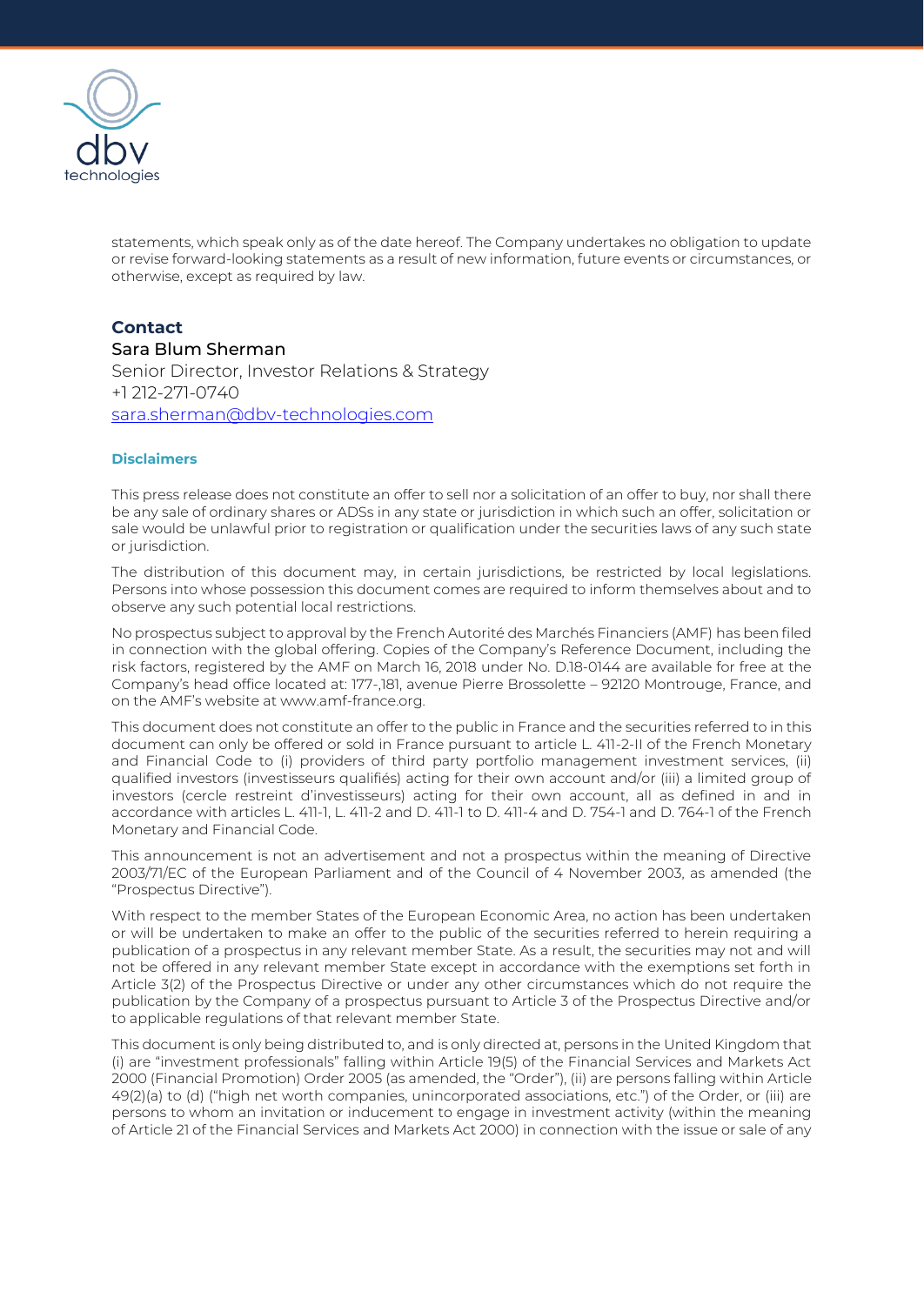statements, which speak only as of the date hereof. The Company undertakes no obligation to update or revise forward-looking statements as a result of new information, future events or circumstances, or otherwise, except as required by law.

**Contact**
Sara Blum Sherman
Senior Director, Investor Relations & Strategy
+1 212-271-0740
sara.sherman@dbv-technologies.com

#### Disclaimers

This press release does not constitute an offer to sell nor a solicitation of an offer to buy, nor shall there be any sale of ordinary shares or ADSs in any state or jurisdiction in which such an offer, solicitation or sale would be unlawful prior to registration or qualification under the securities laws of any such state or jurisdiction.

The distribution of this document may, in certain jurisdictions, be restricted by local legislations. Persons into whose possession this document comes are required to inform themselves about and to observe any such potential local restrictions.

No prospectus subject to approval by the French Autorité des Marchés Financiers (AMF) has been filed in connection with the global offering. Copies of the Company's Reference Document, including the risk factors, registered by the AMF on March 16, 2018 under No. D.18-0144 are available for free at the Company's head office located at: 177-,181, avenue Pierre Brossolette – 92120 Montrouge, France, and on the AMF's website at www.amf-france.org.

This document does not constitute an offer to the public in France and the securities referred to in this document can only be offered or sold in France pursuant to article L. 411-2-II of the French Monetary and Financial Code to (i) providers of third party portfolio management investment services, (ii) qualified investors (investisseurs qualifiés) acting for their own account and/or (iii) a limited group of investors (cercle restreint d'investisseurs) acting for their own account, all as defined in and in accordance with articles L. 411-1, L. 411-2 and D. 411-1 to D. 411-4 and D. 754-1 and D. 764-1 of the French Monetary and Financial Code.

This announcement is not an advertisement and not a prospectus within the meaning of Directive 2003/71/EC of the European Parliament and of the Council of 4 November 2003, as amended (the "Prospectus Directive").

With respect to the member States of the European Economic Area, no action has been undertaken or will be undertaken to make an offer to the public of the securities referred to herein requiring a publication of a prospectus in any relevant member State. As a result, the securities may not and will not be offered in any relevant member State except in accordance with the exemptions set forth in Article 3(2) of the Prospectus Directive or under any other circumstances which do not require the publication by the Company of a prospectus pursuant to Article 3 of the Prospectus Directive and/or to applicable regulations of that relevant member State.

This document is only being distributed to, and is only directed at, persons in the United Kingdom that (i) are "investment professionals" falling within Article 19(5) of the Financial Services and Markets Act 2000 (Financial Promotion) Order 2005 (as amended, the "Order"), (ii) are persons falling within Article 49(2)(a) to (d) ("high net worth companies, unincorporated associations, etc.") of the Order, or (iii) are persons to whom an invitation or inducement to engage in investment activity (within the meaning of Article 21 of the Financial Services and Markets Act 2000) in connection with the issue or sale of any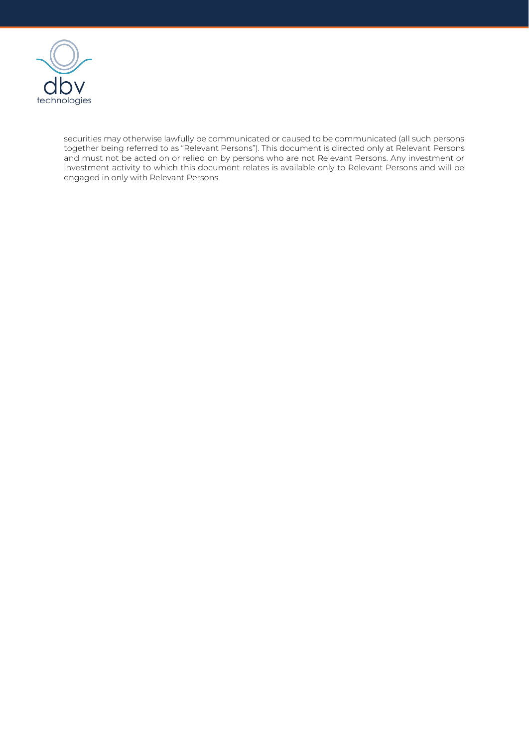securities may otherwise lawfully be communicated or caused to be communicated (all such persons together being referred to as "Relevant Persons"). This document is directed only at Relevant Persons and must not be acted on or relied on by persons who are not Relevant Persons. Any investment or investment activity to which this document relates is available only to Relevant Persons and will be engaged in only with Relevant Persons.